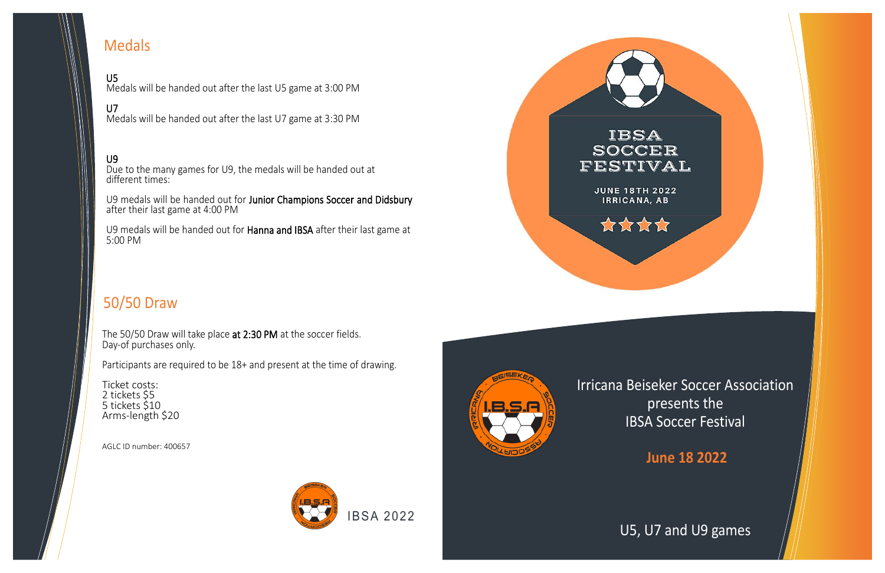## Medals

U5
Medals will be handed out after the last U5 game at 3:00 PM

U7
Medals will be handed out after the last U7 game at 3:30 PM

U9
Due to the many games for U9, the medals will be handed out at different times:

U9 medals will be handed out for **Junior Champions Soccer and Didsbury** after their last game at 4:00 PM

U9 medals will be handed out for **Hanna and IBSA** after their last game at 5:00 PM

## 50/50 Draw

The 50/50 Draw will take place **at 2:30 PM** at the soccer fields.
Day-of purchases only.

Participants are required to be 18+ and present at the time of drawing.

Ticket costs:
2 tickets $5
5 tickets $10
Arms-length $20

AGLC ID number: 400657

IBSA 2022

# IBSA SOCCER FESTIVAL

JUNE 18TH 2022
IRRICANA, AB

Irricana Beiseker Soccer Association
presents the
IBSA Soccer Festival

**June 18 2022**

U5, U7 and U9 games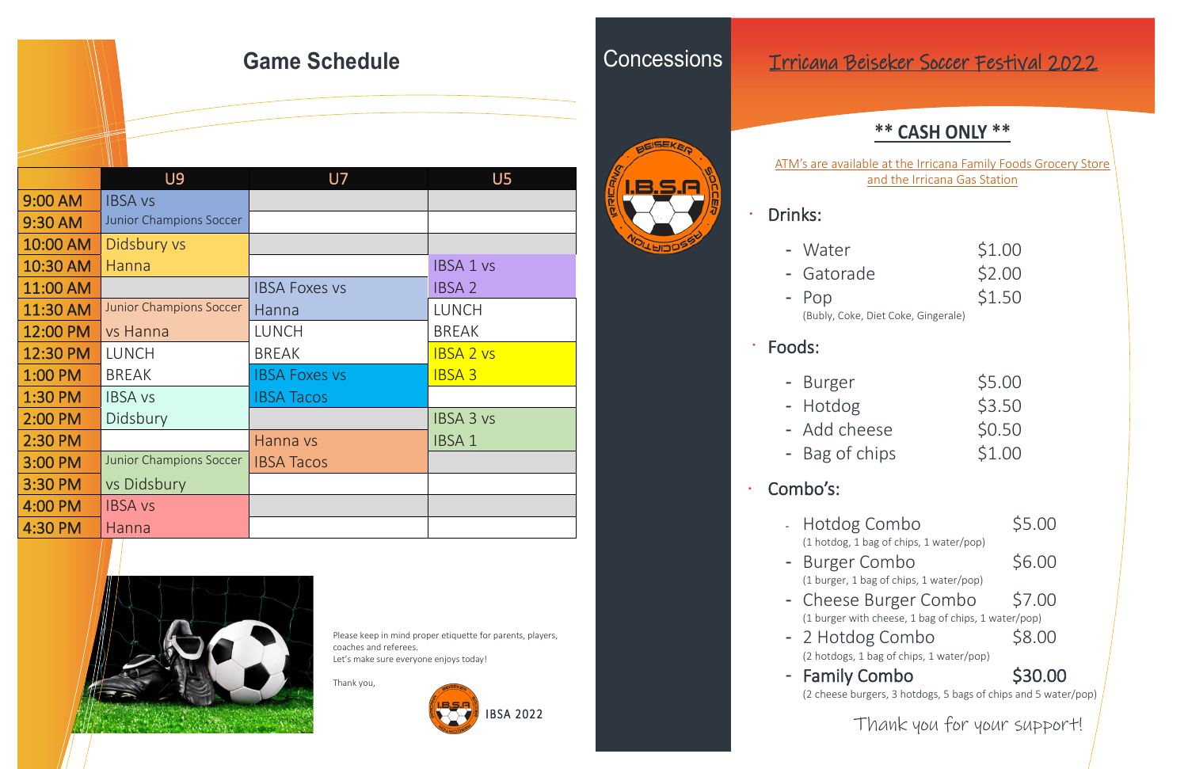## Game Schedule

| | U9 | U7 | U5 |
|---|---|---|---|
| 9:00 AM | IBSA vs | | |
| 9:30 AM | Junior Champions Soccer | | |
| 10:00 AM | Didsbury vs | | |
| 10:30 AM | Hanna | | IBSA 1 vs |
| 11:00 AM | | IBSA Foxes vs | IBSA 2 |
| 11:30 AM | Junior Champions Soccer | Hanna | LUNCH |
| 12:00 PM | vs Hanna | LUNCH | BREAK |
| 12:30 PM | LUNCH | BREAK | IBSA 2 vs |
| 1:00 PM | BREAK | IBSA Foxes vs | IBSA 3 |
| 1:30 PM | IBSA vs | IBSA Tacos | |
| 2:00 PM | Didsbury | | IBSA 3 vs |
| 2:30 PM | | Hanna vs | IBSA 1 |
| 3:00 PM | Junior Champions Soccer | IBSA Tacos | |
| 3:30 PM | vs Didsbury | | |
| 4:00 PM | IBSA vs | | |
| 4:30 PM | Hanna | | |

Please keep in mind proper etiquette for parents, players, coaches and referees.
Let's make sure everyone enjoys today!

Thank you,

IBSA 2022

## Concessions

# Irricana Beiseker Soccer Festival 2022

**** CASH ONLY ****

ATM's are available at the Irricana Family Foods Grocery Store and the Irricana Gas Station

- Drinks:
  - Water $1.00
  - Gatorade $2.00
  - Pop $1.50
    (Bubly, Coke, Diet Coke, Gingerale)
- Foods:
  - Burger $5.00
  - Hotdog $3.50
  - Add cheese $0.50
  - Bag of chips $1.00
- Combo's:
  - Hotdog Combo $5.00
    (1 hotdog, 1 bag of chips, 1 water/pop)
  - Burger Combo $6.00
    (1 burger, 1 bag of chips, 1 water/pop)
  - Cheese Burger Combo $7.00
    (1 burger with cheese, 1 bag of chips, 1 water/pop)
  - 2 Hotdog Combo $8.00
    (2 hotdogs, 1 bag of chips, 1 water/pop)
  - Family Combo $30.00
    (2 cheese burgers, 3 hotdogs, 5 bags of chips and 5 water/pop)

Thank you for your support!